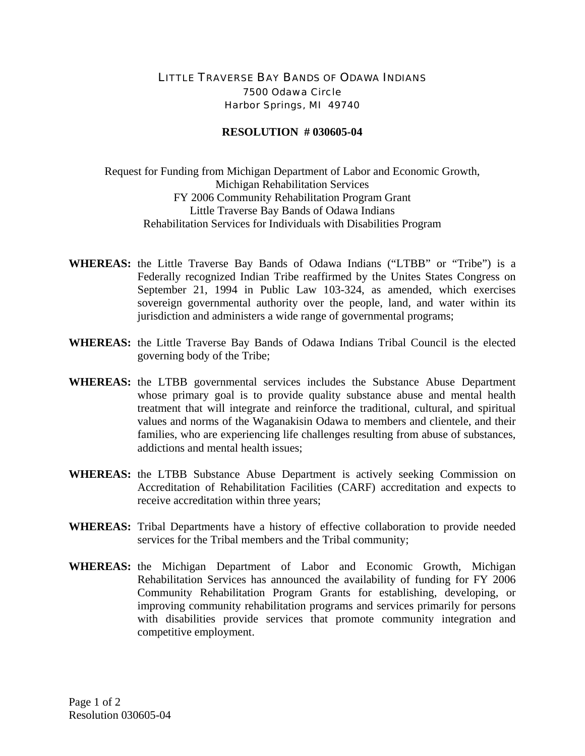LITTLE TRAVERSE BAY BANDS OF ODAWA INDIANS
7500 Odawa Circle
Harbor Springs, MI 49740

**RESOLUTION # 030605-04**

Request for Funding from Michigan Department of Labor and Economic Growth,
Michigan Rehabilitation Services
FY 2006 Community Rehabilitation Program Grant
Little Traverse Bay Bands of Odawa Indians
Rehabilitation Services for Individuals with Disabilities Program

**WHEREAS:** the Little Traverse Bay Bands of Odawa Indians ("LTBB" or "Tribe") is a Federally recognized Indian Tribe reaffirmed by the Unites States Congress on September 21, 1994 in Public Law 103-324, as amended, which exercises sovereign governmental authority over the people, land, and water within its jurisdiction and administers a wide range of governmental programs;

**WHEREAS:** the Little Traverse Bay Bands of Odawa Indians Tribal Council is the elected governing body of the Tribe;

**WHEREAS:** the LTBB governmental services includes the Substance Abuse Department whose primary goal is to provide quality substance abuse and mental health treatment that will integrate and reinforce the traditional, cultural, and spiritual values and norms of the Waganakisin Odawa to members and clientele, and their families, who are experiencing life challenges resulting from abuse of substances, addictions and mental health issues;

**WHEREAS:** the LTBB Substance Abuse Department is actively seeking Commission on Accreditation of Rehabilitation Facilities (CARF) accreditation and expects to receive accreditation within three years;

**WHEREAS:** Tribal Departments have a history of effective collaboration to provide needed services for the Tribal members and the Tribal community;

**WHEREAS:** the Michigan Department of Labor and Economic Growth, Michigan Rehabilitation Services has announced the availability of funding for FY 2006 Community Rehabilitation Program Grants for establishing, developing, or improving community rehabilitation programs and services primarily for persons with disabilities provide services that promote community integration and competitive employment.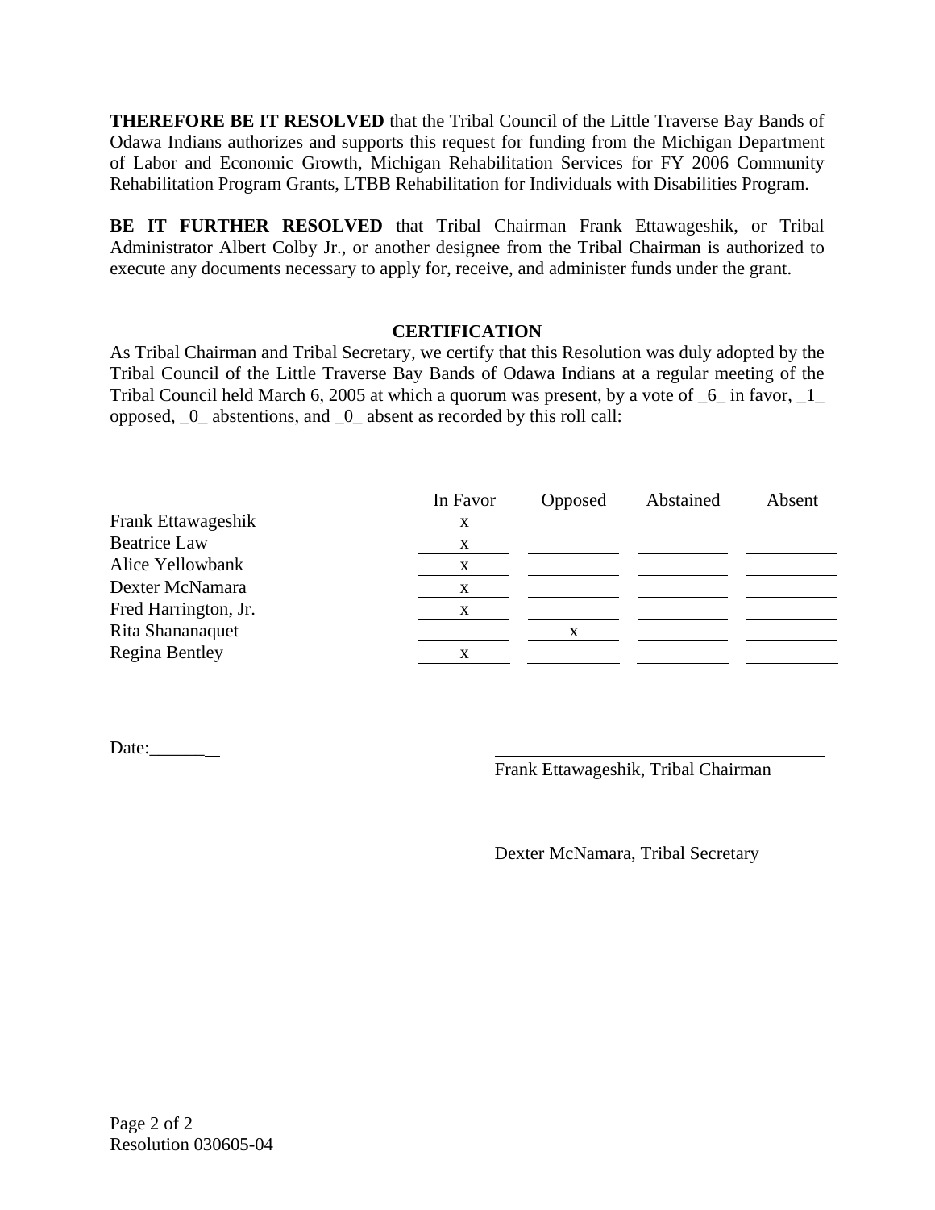**THEREFORE BE IT RESOLVED** that the Tribal Council of the Little Traverse Bay Bands of Odawa Indians authorizes and supports this request for funding from the Michigan Department of Labor and Economic Growth, Michigan Rehabilitation Services for FY 2006 Community Rehabilitation Program Grants, LTBB Rehabilitation for Individuals with Disabilities Program.

**BE IT FURTHER RESOLVED** that Tribal Chairman Frank Ettawageshik, or Tribal Administrator Albert Colby Jr., or another designee from the Tribal Chairman is authorized to execute any documents necessary to apply for, receive, and administer funds under the grant.

**CERTIFICATION**

As Tribal Chairman and Tribal Secretary, we certify that this Resolution was duly adopted by the Tribal Council of the Little Traverse Bay Bands of Odawa Indians at a regular meeting of the Tribal Council held March 6, 2005 at which a quorum was present, by a vote of _6_ in favor, _1_ opposed, _0_ abstentions, and _0_ absent as recorded by this roll call:

| | In Favor | Opposed | Abstained | Absent |
|---|---|---|---|---|
| Frank Ettawageshik | x | | | |
| Beatrice Law | x | | | |
| Alice Yellowbank | x | | | |
| Dexter McNamara | x | | | |
| Fred Harrington, Jr. | x | | | |
| Rita Shananaquet | | x | | |
| Regina Bentley | x | | | |

Date:________

_______________________________
Frank Ettawageshik, Tribal Chairman

_______________________________
Dexter McNamara, Tribal Secretary

Resolution 030605-04